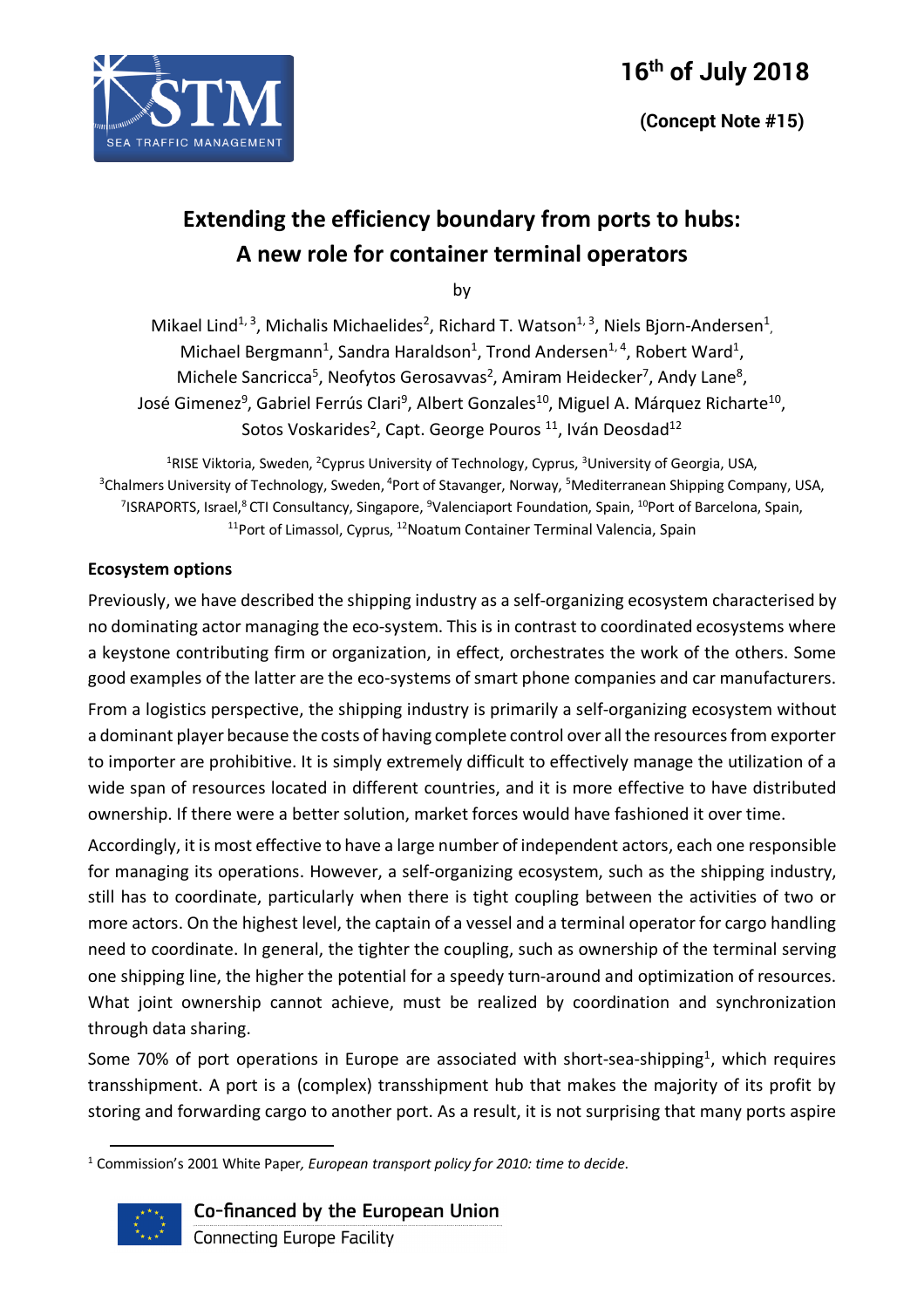16th of July 2018

**(Concept Note #15)**

# Extending the efficiency boundary from ports to hubs: A new role for container terminal operators

by

Mikael Lind[1, 3], Michalis Michaelides[2], Richard T. Watson[1, 3], Niels Bjorn-Andersen[1], Michael Bergmann[1], Sandra Haraldson[1], Trond Andersen[1, 4], Robert Ward[1], Michele Sancricca[5], Neofytos Gerosavvas[2], Amiram Heidecker[7], Andy Lane[8], José Gimenez[9], Gabriel Ferrús Clari[9], Albert Gonzales[10], Miguel A. Márquez Richarte[10], Sotos Voskarides[2], Capt. George Pouros [11], Iván Deosdad[12]

[1]RISE Viktoria, Sweden, [2]Cyprus University of Technology, Cyprus, [3]University of Georgia, USA, [3]Chalmers University of Technology, Sweden, [4]Port of Stavanger, Norway, [5]Mediterranean Shipping Company, USA, [7]ISRAPORTS, Israel,[8] CTI Consultancy, Singapore, [9]Valenciaport Foundation, Spain, [10]Port of Barcelona, Spain, [11]Port of Limassol, Cyprus, [12]Noatum Container Terminal Valencia, Spain

## Ecosystem options

Previously, we have described the shipping industry as a self-organizing ecosystem characterised by no dominating actor managing the eco-system. This is in contrast to coordinated ecosystems where a keystone contributing firm or organization, in effect, orchestrates the work of the others. Some good examples of the latter are the eco-systems of smart phone companies and car manufacturers.

From a logistics perspective, the shipping industry is primarily a self-organizing ecosystem without a dominant player because the costs of having complete control over all the resources from exporter to importer are prohibitive. It is simply extremely difficult to effectively manage the utilization of a wide span of resources located in different countries, and it is more effective to have distributed ownership. If there were a better solution, market forces would have fashioned it over time.

Accordingly, it is most effective to have a large number of independent actors, each one responsible for managing its operations. However, a self-organizing ecosystem, such as the shipping industry, still has to coordinate, particularly when there is tight coupling between the activities of two or more actors. On the highest level, the captain of a vessel and a terminal operator for cargo handling need to coordinate. In general, the tighter the coupling, such as ownership of the terminal serving one shipping line, the higher the potential for a speedy turn-around and optimization of resources. What joint ownership cannot achieve, must be realized by coordination and synchronization through data sharing.

Some 70% of port operations in Europe are associated with short-sea-shipping[1], which requires transshipment. A port is a (complex) transshipment hub that makes the majority of its profit by storing and forwarding cargo to another port. As a result, it is not surprising that many ports aspire

[1] Commission's 2001 White Paper*, European transport policy for 2010: time to decide.*

Co-financed by the European Union
Connecting Europe Facility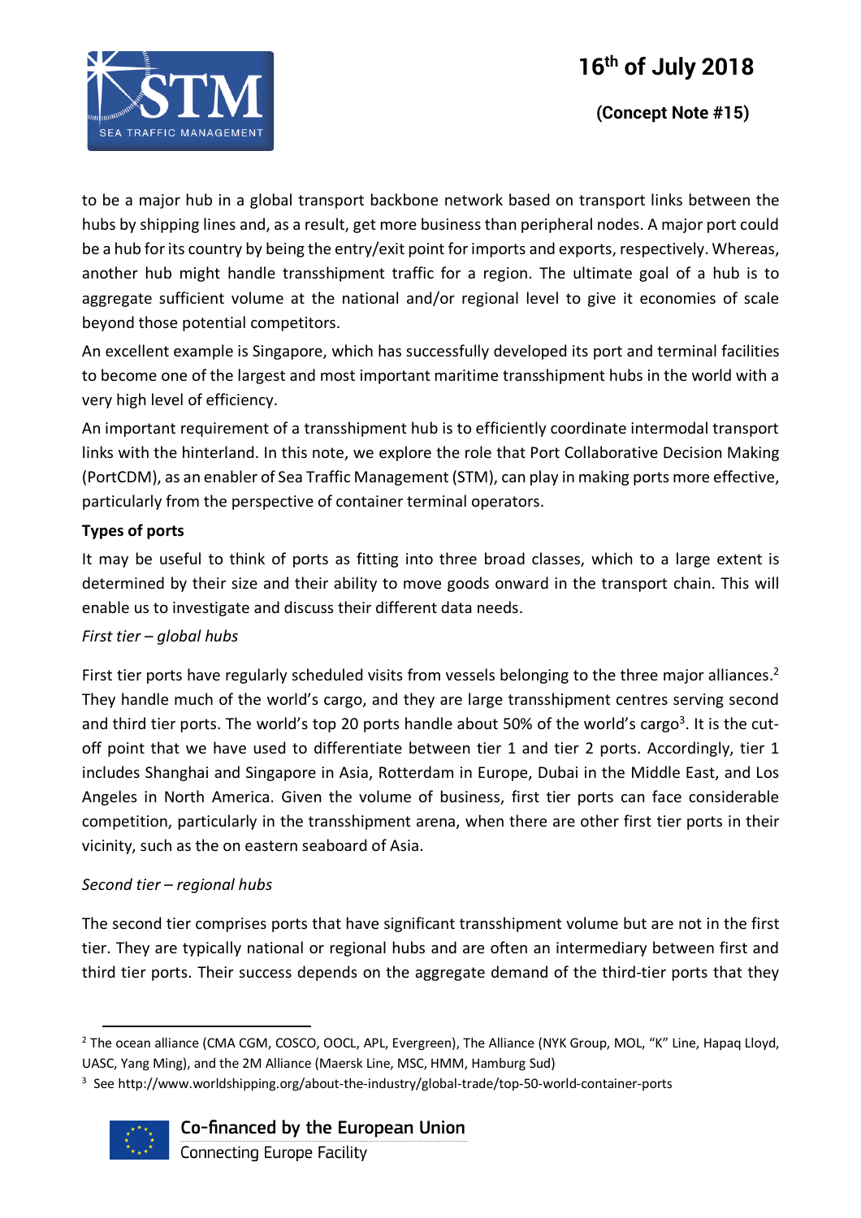to be a major hub in a global transport backbone network based on transport links between the hubs by shipping lines and, as a result, get more business than peripheral nodes. A major port could be a hub for its country by being the entry/exit point for imports and exports, respectively. Whereas, another hub might handle transshipment traffic for a region. The ultimate goal of a hub is to aggregate sufficient volume at the national and/or regional level to give it economies of scale beyond those potential competitors.

An excellent example is Singapore, which has successfully developed its port and terminal facilities to become one of the largest and most important maritime transshipment hubs in the world with a very high level of efficiency.

An important requirement of a transshipment hub is to efficiently coordinate intermodal transport links with the hinterland. In this note, we explore the role that Port Collaborative Decision Making (PortCDM), as an enabler of Sea Traffic Management (STM), can play in making ports more effective, particularly from the perspective of container terminal operators.

**Types of ports**

It may be useful to think of ports as fitting into three broad classes, which to a large extent is determined by their size and their ability to move goods onward in the transport chain. This will enable us to investigate and discuss their different data needs.

*First tier – global hubs*

First tier ports have regularly scheduled visits from vessels belonging to the three major alliances.[2] They handle much of the world's cargo, and they are large transshipment centres serving second and third tier ports. The world's top 20 ports handle about 50% of the world's cargo[3]. It is the cut-off point that we have used to differentiate between tier 1 and tier 2 ports. Accordingly, tier 1 includes Shanghai and Singapore in Asia, Rotterdam in Europe, Dubai in the Middle East, and Los Angeles in North America. Given the volume of business, first tier ports can face considerable competition, particularly in the transshipment arena, when there are other first tier ports in their vicinity, such as the on eastern seaboard of Asia.

*Second tier – regional hubs*

The second tier comprises ports that have significant transshipment volume but are not in the first tier. They are typically national or regional hubs and are often an intermediary between first and third tier ports. Their success depends on the aggregate demand of the third-tier ports that they

---

[2] The ocean alliance (CMA CGM, COSCO, OOCL, APL, Evergreen), The Alliance (NYK Group, MOL, "K" Line, Hapaq Lloyd, UASC, Yang Ming), and the 2M Alliance (Maersk Line, MSC, HMM, Hamburg Sud)

[3] See http://www.worldshipping.org/about-the-industry/global-trade/top-50-world-container-ports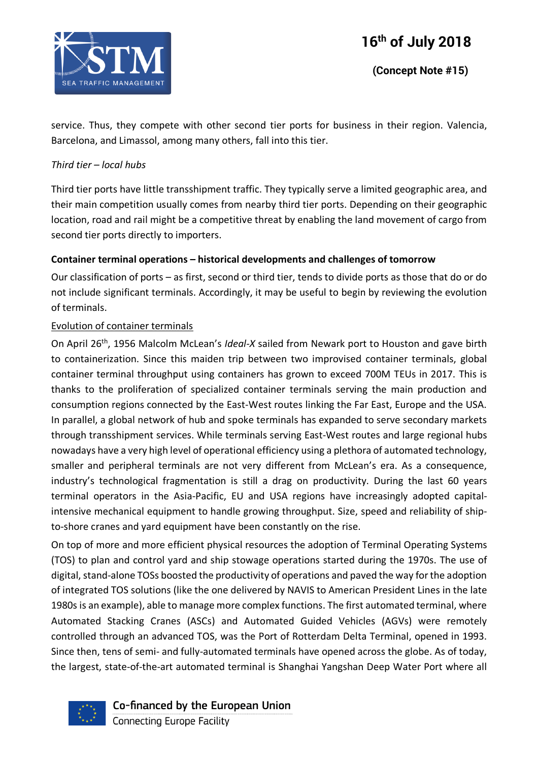service. Thus, they compete with other second tier ports for business in their region. Valencia, Barcelona, and Limassol, among many others, fall into this tier.

*Third tier – local hubs*

Third tier ports have little transshipment traffic. They typically serve a limited geographic area, and their main competition usually comes from nearby third tier ports. Depending on their geographic location, road and rail might be a competitive threat by enabling the land movement of cargo from second tier ports directly to importers.

**Container terminal operations – historical developments and challenges of tomorrow**

Our classification of ports – as first, second or third tier, tends to divide ports as those that do or do not include significant terminals. Accordingly, it may be useful to begin by reviewing the evolution of terminals.

Evolution of container terminals

On April 26th, 1956 Malcolm McLean's *Ideal-X* sailed from Newark port to Houston and gave birth to containerization. Since this maiden trip between two improvised container terminals, global container terminal throughput using containers has grown to exceed 700M TEUs in 2017. This is thanks to the proliferation of specialized container terminals serving the main production and consumption regions connected by the East-West routes linking the Far East, Europe and the USA. In parallel, a global network of hub and spoke terminals has expanded to serve secondary markets through transshipment services. While terminals serving East-West routes and large regional hubs nowadays have a very high level of operational efficiency using a plethora of automated technology, smaller and peripheral terminals are not very different from McLean's era. As a consequence, industry's technological fragmentation is still a drag on productivity. During the last 60 years terminal operators in the Asia-Pacific, EU and USA regions have increasingly adopted capital-intensive mechanical equipment to handle growing throughput. Size, speed and reliability of ship-to-shore cranes and yard equipment have been constantly on the rise.

On top of more and more efficient physical resources the adoption of Terminal Operating Systems (TOS) to plan and control yard and ship stowage operations started during the 1970s. The use of digital, stand-alone TOSs boosted the productivity of operations and paved the way for the adoption of integrated TOS solutions (like the one delivered by NAVIS to American President Lines in the late 1980s is an example), able to manage more complex functions. The first automated terminal, where Automated Stacking Cranes (ASCs) and Automated Guided Vehicles (AGVs) were remotely controlled through an advanced TOS, was the Port of Rotterdam Delta Terminal, opened in 1993. Since then, tens of semi- and fully-automated terminals have opened across the globe. As of today, the largest, state-of-the-art automated terminal is Shanghai Yangshan Deep Water Port where all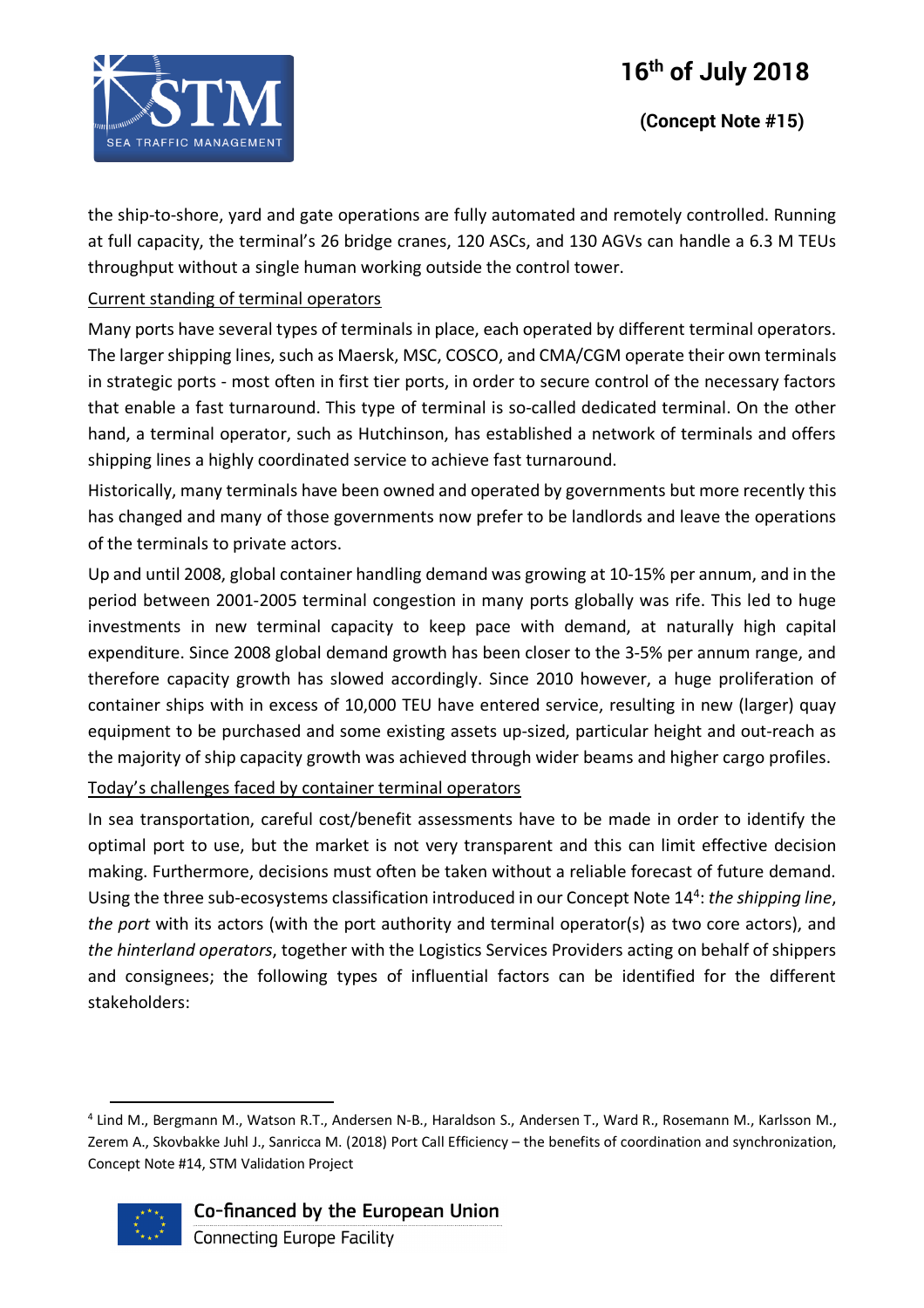the ship-to-shore, yard and gate operations are fully automated and remotely controlled. Running at full capacity, the terminal's 26 bridge cranes, 120 ASCs, and 130 AGVs can handle a 6.3 M TEUs throughput without a single human working outside the control tower.

Current standing of terminal operators

Many ports have several types of terminals in place, each operated by different terminal operators. The larger shipping lines, such as Maersk, MSC, COSCO, and CMA/CGM operate their own terminals in strategic ports - most often in first tier ports, in order to secure control of the necessary factors that enable a fast turnaround. This type of terminal is so-called dedicated terminal. On the other hand, a terminal operator, such as Hutchinson, has established a network of terminals and offers shipping lines a highly coordinated service to achieve fast turnaround.

Historically, many terminals have been owned and operated by governments but more recently this has changed and many of those governments now prefer to be landlords and leave the operations of the terminals to private actors.

Up and until 2008, global container handling demand was growing at 10-15% per annum, and in the period between 2001-2005 terminal congestion in many ports globally was rife. This led to huge investments in new terminal capacity to keep pace with demand, at naturally high capital expenditure. Since 2008 global demand growth has been closer to the 3-5% per annum range, and therefore capacity growth has slowed accordingly. Since 2010 however, a huge proliferation of container ships with in excess of 10,000 TEU have entered service, resulting in new (larger) quay equipment to be purchased and some existing assets up-sized, particular height and out-reach as the majority of ship capacity growth was achieved through wider beams and higher cargo profiles.

Today's challenges faced by container terminal operators

In sea transportation, careful cost/benefit assessments have to be made in order to identify the optimal port to use, but the market is not very transparent and this can limit effective decision making. Furthermore, decisions must often be taken without a reliable forecast of future demand. Using the three sub-ecosystems classification introduced in our Concept Note 14[4]: *the shipping line*, *the port* with its actors (with the port authority and terminal operator(s) as two core actors), and *the hinterland operators*, together with the Logistics Services Providers acting on behalf of shippers and consignees; the following types of influential factors can be identified for the different stakeholders:

[4] Lind M., Bergmann M., Watson R.T., Andersen N-B., Haraldson S., Andersen T., Ward R., Rosemann M., Karlsson M., Zerem A., Skovbakke Juhl J., Sanricca M. (2018) Port Call Efficiency – the benefits of coordination and synchronization, Concept Note #14, STM Validation Project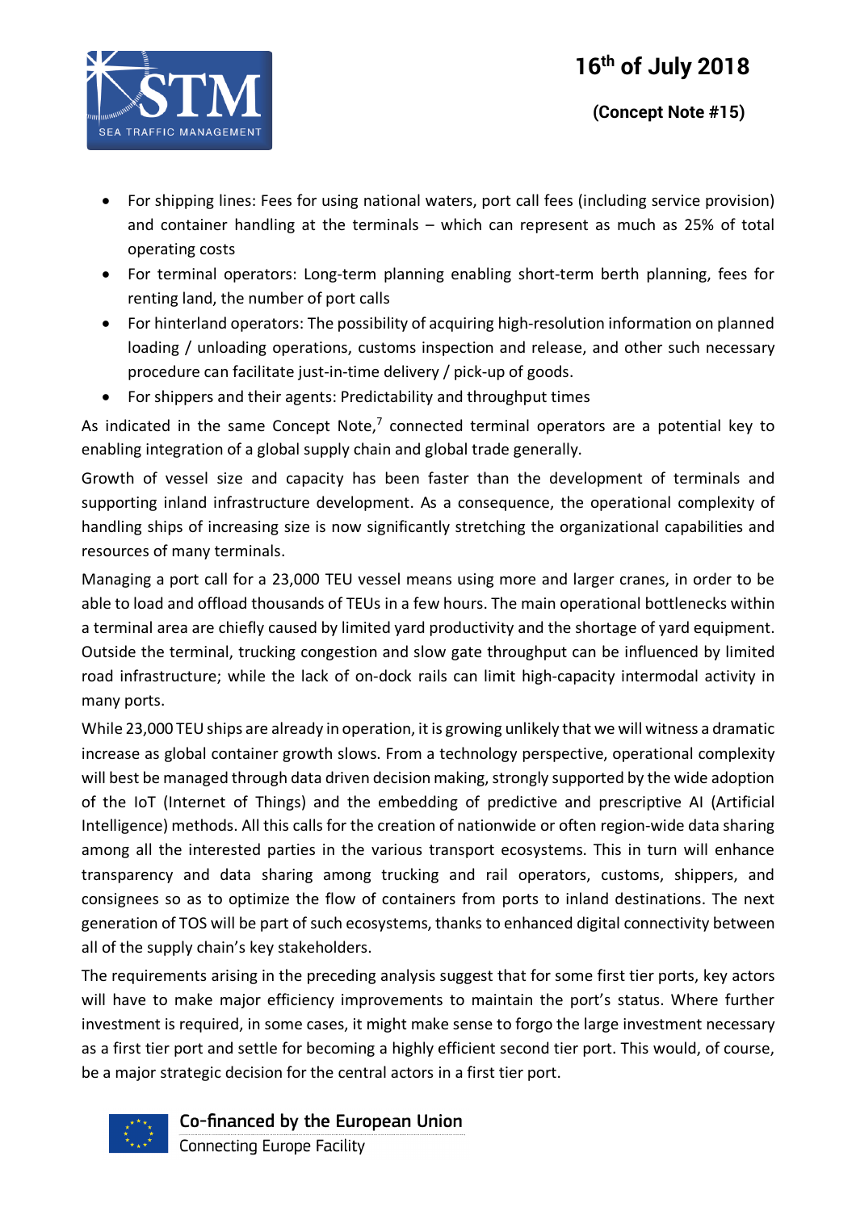- For shipping lines: Fees for using national waters, port call fees (including service provision) and container handling at the terminals – which can represent as much as 25% of total operating costs
- For terminal operators: Long-term planning enabling short-term berth planning, fees for renting land, the number of port calls
- For hinterland operators: The possibility of acquiring high-resolution information on planned loading / unloading operations, customs inspection and release, and other such necessary procedure can facilitate just-in-time delivery / pick-up of goods.
- For shippers and their agents: Predictability and throughput times

As indicated in the same Concept Note,[7] connected terminal operators are a potential key to enabling integration of a global supply chain and global trade generally.

Growth of vessel size and capacity has been faster than the development of terminals and supporting inland infrastructure development. As a consequence, the operational complexity of handling ships of increasing size is now significantly stretching the organizational capabilities and resources of many terminals.

Managing a port call for a 23,000 TEU vessel means using more and larger cranes, in order to be able to load and offload thousands of TEUs in a few hours. The main operational bottlenecks within a terminal area are chiefly caused by limited yard productivity and the shortage of yard equipment. Outside the terminal, trucking congestion and slow gate throughput can be influenced by limited road infrastructure; while the lack of on-dock rails can limit high-capacity intermodal activity in many ports.

While 23,000 TEU ships are already in operation, it is growing unlikely that we will witness a dramatic increase as global container growth slows. From a technology perspective, operational complexity will best be managed through data driven decision making, strongly supported by the wide adoption of the IoT (Internet of Things) and the embedding of predictive and prescriptive AI (Artificial Intelligence) methods. All this calls for the creation of nationwide or often region-wide data sharing among all the interested parties in the various transport ecosystems. This in turn will enhance transparency and data sharing among trucking and rail operators, customs, shippers, and consignees so as to optimize the flow of containers from ports to inland destinations. The next generation of TOS will be part of such ecosystems, thanks to enhanced digital connectivity between all of the supply chain's key stakeholders.

The requirements arising in the preceding analysis suggest that for some first tier ports, key actors will have to make major efficiency improvements to maintain the port's status. Where further investment is required, in some cases, it might make sense to forgo the large investment necessary as a first tier port and settle for becoming a highly efficient second tier port. This would, of course, be a major strategic decision for the central actors in a first tier port.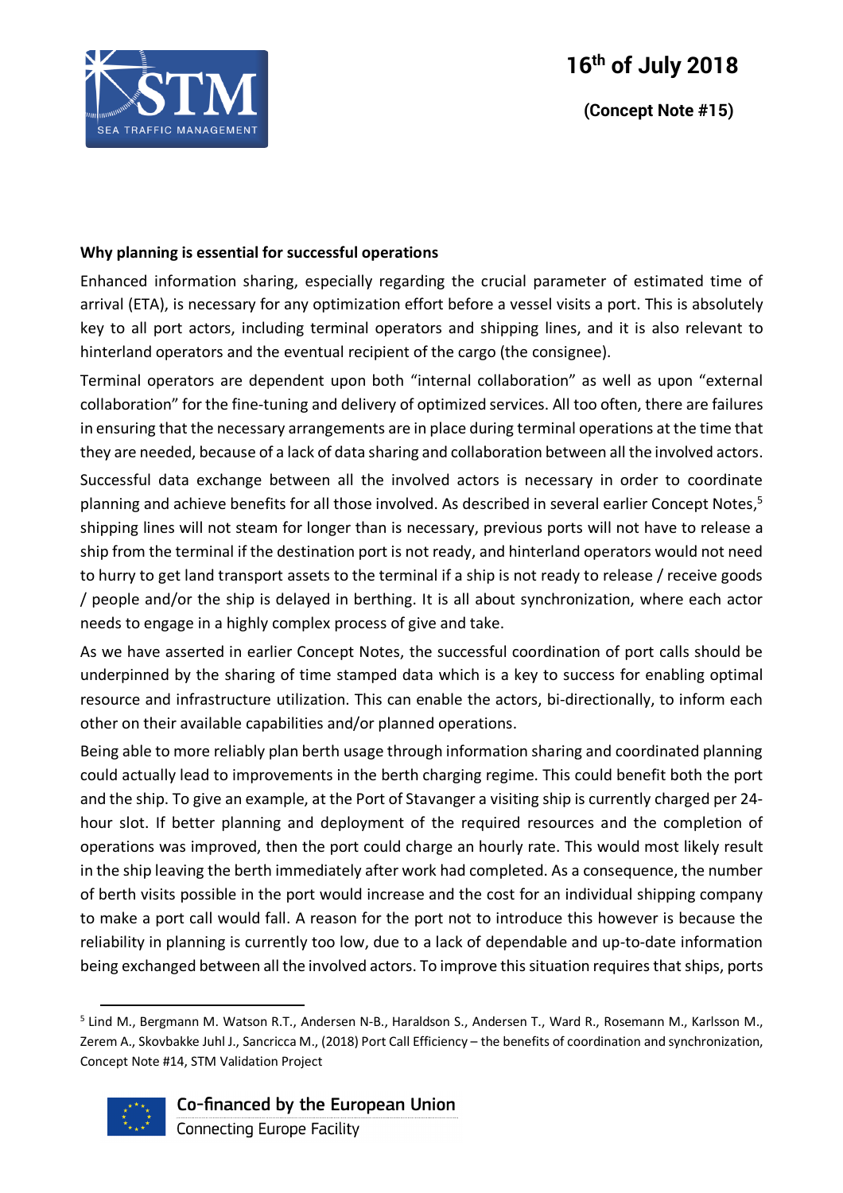**Why planning is essential for successful operations**

Enhanced information sharing, especially regarding the crucial parameter of estimated time of arrival (ETA), is necessary for any optimization effort before a vessel visits a port. This is absolutely key to all port actors, including terminal operators and shipping lines, and it is also relevant to hinterland operators and the eventual recipient of the cargo (the consignee).

Terminal operators are dependent upon both "internal collaboration" as well as upon "external collaboration" for the fine-tuning and delivery of optimized services. All too often, there are failures in ensuring that the necessary arrangements are in place during terminal operations at the time that they are needed, because of a lack of data sharing and collaboration between all the involved actors.

Successful data exchange between all the involved actors is necessary in order to coordinate planning and achieve benefits for all those involved. As described in several earlier Concept Notes,[5] shipping lines will not steam for longer than is necessary, previous ports will not have to release a ship from the terminal if the destination port is not ready, and hinterland operators would not need to hurry to get land transport assets to the terminal if a ship is not ready to release / receive goods / people and/or the ship is delayed in berthing. It is all about synchronization, where each actor needs to engage in a highly complex process of give and take.

As we have asserted in earlier Concept Notes, the successful coordination of port calls should be underpinned by the sharing of time stamped data which is a key to success for enabling optimal resource and infrastructure utilization. This can enable the actors, bi-directionally, to inform each other on their available capabilities and/or planned operations.

Being able to more reliably plan berth usage through information sharing and coordinated planning could actually lead to improvements in the berth charging regime. This could benefit both the port and the ship. To give an example, at the Port of Stavanger a visiting ship is currently charged per 24-hour slot. If better planning and deployment of the required resources and the completion of operations was improved, then the port could charge an hourly rate. This would most likely result in the ship leaving the berth immediately after work had completed. As a consequence, the number of berth visits possible in the port would increase and the cost for an individual shipping company to make a port call would fall. A reason for the port not to introduce this however is because the reliability in planning is currently too low, due to a lack of dependable and up-to-date information being exchanged between all the involved actors. To improve this situation requires that ships, ports

[5] Lind M., Bergmann M. Watson R.T., Andersen N-B., Haraldson S., Andersen T., Ward R., Rosemann M., Karlsson M., Zerem A., Skovbakke Juhl J., Sancricca M., (2018) Port Call Efficiency – the benefits of coordination and synchronization, Concept Note #14, STM Validation Project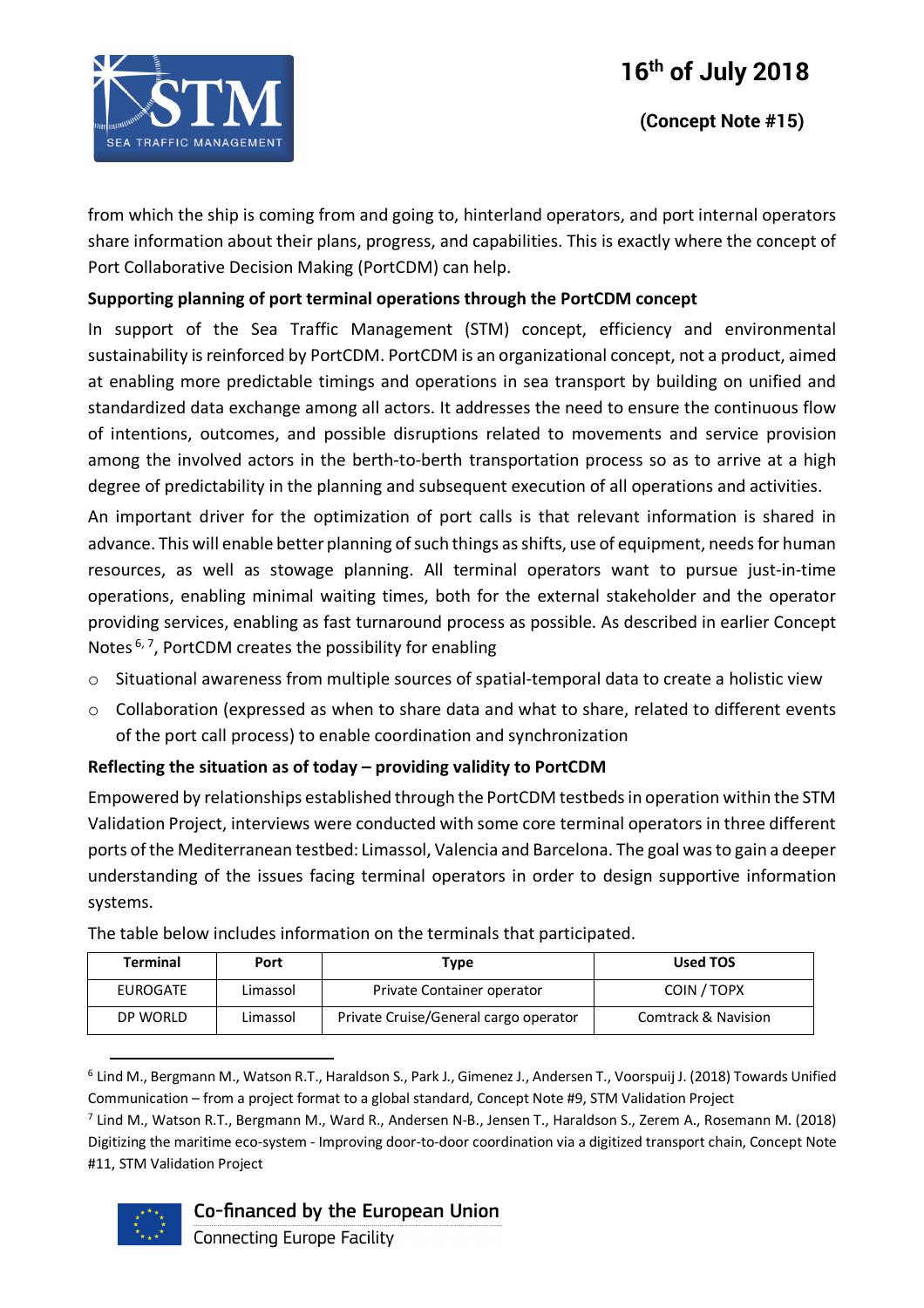from which the ship is coming from and going to, hinterland operators, and port internal operators share information about their plans, progress, and capabilities. This is exactly where the concept of Port Collaborative Decision Making (PortCDM) can help.

### Supporting planning of port terminal operations through the PortCDM concept

In support of the Sea Traffic Management (STM) concept, efficiency and environmental sustainability is reinforced by PortCDM. PortCDM is an organizational concept, not a product, aimed at enabling more predictable timings and operations in sea transport by building on unified and standardized data exchange among all actors. It addresses the need to ensure the continuous flow of intentions, outcomes, and possible disruptions related to movements and service provision among the involved actors in the berth-to-berth transportation process so as to arrive at a high degree of predictability in the planning and subsequent execution of all operations and activities.

An important driver for the optimization of port calls is that relevant information is shared in advance. This will enable better planning of such things as shifts, use of equipment, needs for human resources, as well as stowage planning. All terminal operators want to pursue just-in-time operations, enabling minimal waiting times, both for the external stakeholder and the operator providing services, enabling as fast turnaround process as possible. As described in earlier Concept Notes [6, 7], PortCDM creates the possibility for enabling

- Situational awareness from multiple sources of spatial-temporal data to create a holistic view
- Collaboration (expressed as when to share data and what to share, related to different events of the port call process) to enable coordination and synchronization

### Reflecting the situation as of today – providing validity to PortCDM

Empowered by relationships established through the PortCDM testbeds in operation within the STM Validation Project, interviews were conducted with some core terminal operators in three different ports of the Mediterranean testbed: Limassol, Valencia and Barcelona. The goal was to gain a deeper understanding of the issues facing terminal operators in order to design supportive information systems.

The table below includes information on the terminals that participated.

| Terminal | Port | Type | Used TOS |
|---|---|---|---|
| EUROGATE | Limassol | Private Container operator | COIN / TOPX |
| DP WORLD | Limassol | Private Cruise/General cargo operator | Comtrack & Navision |

[6] Lind M., Bergmann M., Watson R.T., Haraldson S., Park J., Gimenez J., Andersen T., Voorspuij J. (2018) Towards Unified Communication – from a project format to a global standard, Concept Note #9, STM Validation Project

[7] Lind M., Watson R.T., Bergmann M., Ward R., Andersen N-B., Jensen T., Haraldson S., Zerem A., Rosemann M. (2018) Digitizing the maritime eco-system - Improving door-to-door coordination via a digitized transport chain, Concept Note #11, STM Validation Project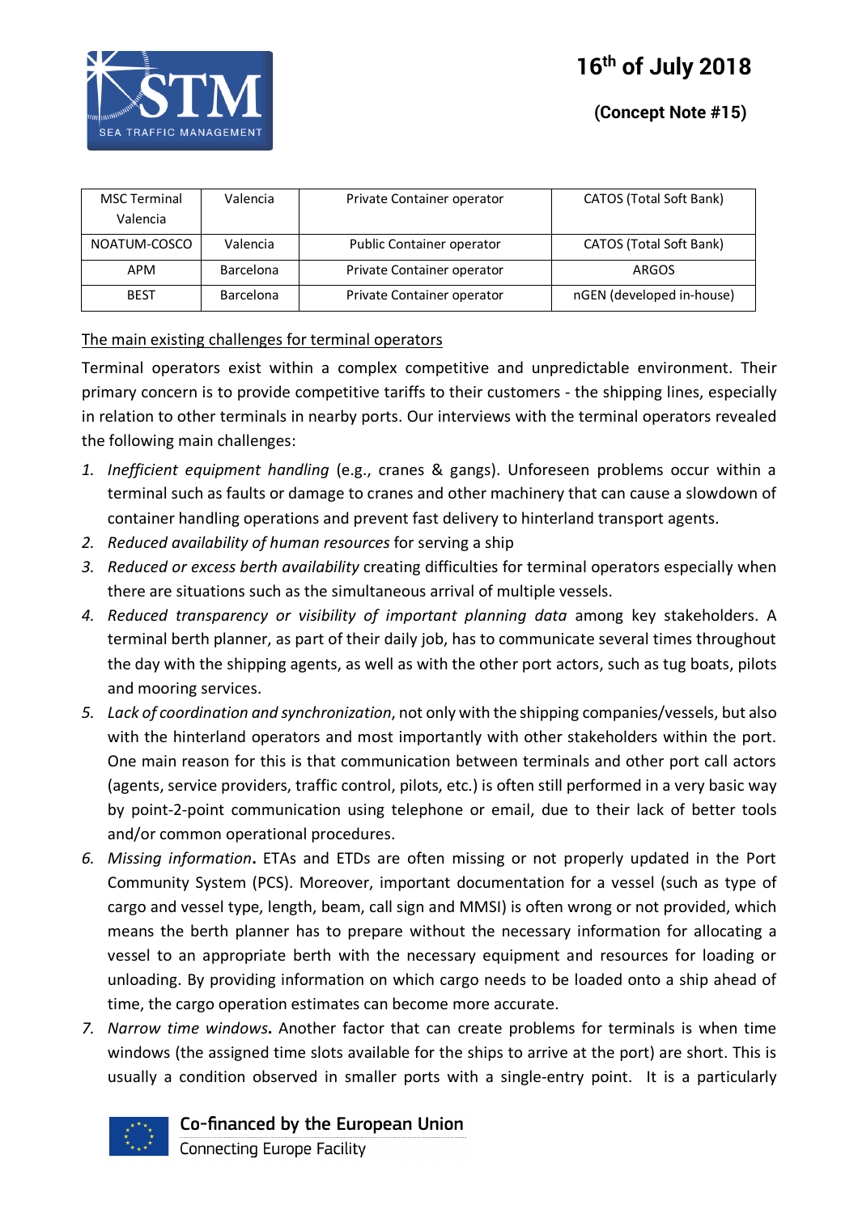| MSC Terminal Valencia | Valencia | Private Container operator | CATOS (Total Soft Bank) |
|---|---|---|---|
| NOATUM-COSCO | Valencia | Public Container operator | CATOS (Total Soft Bank) |
| APM | Barcelona | Private Container operator | ARGOS |
| BEST | Barcelona | Private Container operator | nGEN (developed in-house) |

<u>The main existing challenges for terminal operators</u>

Terminal operators exist within a complex competitive and unpredictable environment. Their primary concern is to provide competitive tariffs to their customers - the shipping lines, especially in relation to other terminals in nearby ports. Our interviews with the terminal operators revealed the following main challenges:

1. *Inefficient equipment handling* (e.g., cranes & gangs). Unforeseen problems occur within a terminal such as faults or damage to cranes and other machinery that can cause a slowdown of container handling operations and prevent fast delivery to hinterland transport agents.
2. *Reduced availability of human resources* for serving a ship
3. *Reduced or excess berth availability* creating difficulties for terminal operators especially when there are situations such as the simultaneous arrival of multiple vessels.
4. *Reduced transparency or visibility of important planning data* among key stakeholders. A terminal berth planner, as part of their daily job, has to communicate several times throughout the day with the shipping agents, as well as with the other port actors, such as tug boats, pilots and mooring services.
5. *Lack of coordination and synchronization*, not only with the shipping companies/vessels, but also with the hinterland operators and most importantly with other stakeholders within the port. One main reason for this is that communication between terminals and other port call actors (agents, service providers, traffic control, pilots, etc.) is often still performed in a very basic way by point-2-point communication using telephone or email, due to their lack of better tools and/or common operational procedures.
6. *Missing information*. ETAs and ETDs are often missing or not properly updated in the Port Community System (PCS). Moreover, important documentation for a vessel (such as type of cargo and vessel type, length, beam, call sign and MMSI) is often wrong or not provided, which means the berth planner has to prepare without the necessary information for allocating a vessel to an appropriate berth with the necessary equipment and resources for loading or unloading. By providing information on which cargo needs to be loaded onto a ship ahead of time, the cargo operation estimates can become more accurate.
7. *Narrow time windows*. Another factor that can create problems for terminals is when time windows (the assigned time slots available for the ships to arrive at the port) are short. This is usually a condition observed in smaller ports with a single-entry point. It is a particularly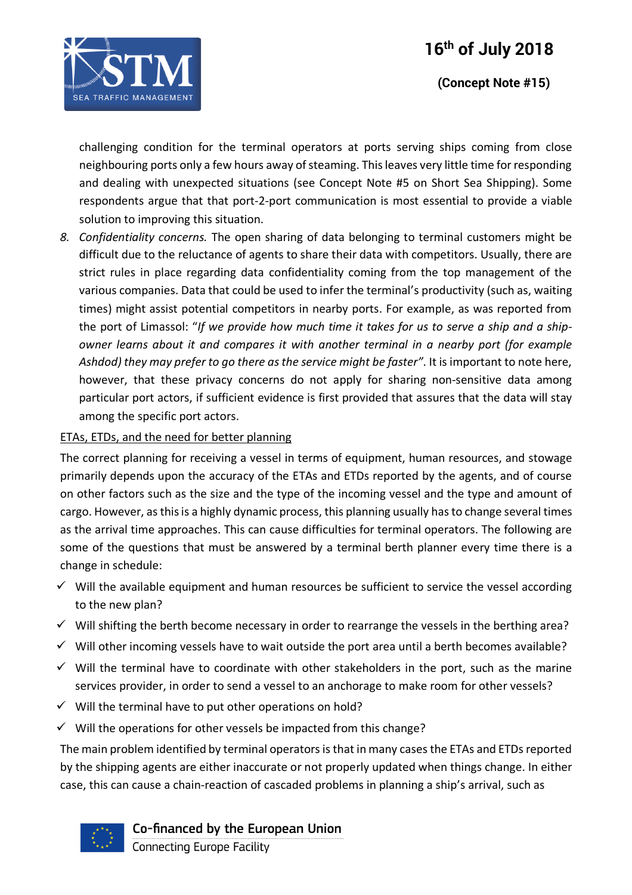challenging condition for the terminal operators at ports serving ships coming from close neighbouring ports only a few hours away of steaming. This leaves very little time for responding and dealing with unexpected situations (see Concept Note #5 on Short Sea Shipping). Some respondents argue that that port-2-port communication is most essential to provide a viable solution to improving this situation.

8. *Confidentiality concerns.* The open sharing of data belonging to terminal customers might be difficult due to the reluctance of agents to share their data with competitors. Usually, there are strict rules in place regarding data confidentiality coming from the top management of the various companies. Data that could be used to infer the terminal's productivity (such as, waiting times) might assist potential competitors in nearby ports. For example, as was reported from the port of Limassol: "*If we provide how much time it takes for us to serve a ship and a ship-owner learns about it and compares it with another terminal in a nearby port (for example Ashdod) they may prefer to go there as the service might be faster*". It is important to note here, however, that these privacy concerns do not apply for sharing non-sensitive data among particular port actors, if sufficient evidence is first provided that assures that the data will stay among the specific port actors.

<u>ETAs, ETDs, and the need for better planning</u>

The correct planning for receiving a vessel in terms of equipment, human resources, and stowage primarily depends upon the accuracy of the ETAs and ETDs reported by the agents, and of course on other factors such as the size and the type of the incoming vessel and the type and amount of cargo. However, as this is a highly dynamic process, this planning usually has to change several times as the arrival time approaches. This can cause difficulties for terminal operators. The following are some of the questions that must be answered by a terminal berth planner every time there is a change in schedule:

- ✓ Will the available equipment and human resources be sufficient to service the vessel according to the new plan?
- ✓ Will shifting the berth become necessary in order to rearrange the vessels in the berthing area?
- ✓ Will other incoming vessels have to wait outside the port area until a berth becomes available?
- ✓ Will the terminal have to coordinate with other stakeholders in the port, such as the marine services provider, in order to send a vessel to an anchorage to make room for other vessels?
- ✓ Will the terminal have to put other operations on hold?
- ✓ Will the operations for other vessels be impacted from this change?

The main problem identified by terminal operators is that in many cases the ETAs and ETDs reported by the shipping agents are either inaccurate or not properly updated when things change. In either case, this can cause a chain-reaction of cascaded problems in planning a ship's arrival, such as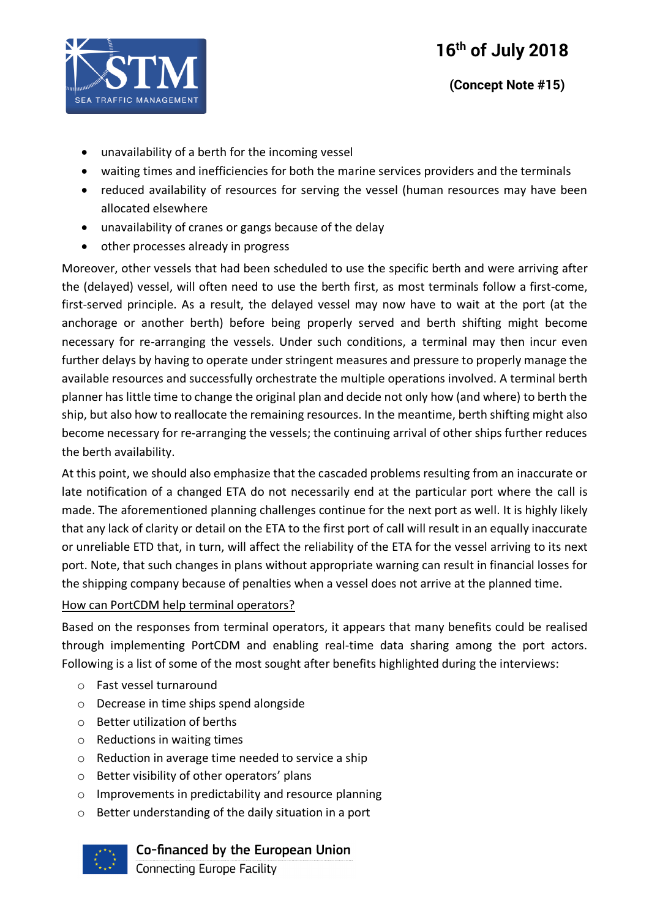- unavailability of a berth for the incoming vessel
- waiting times and inefficiencies for both the marine services providers and the terminals
- reduced availability of resources for serving the vessel (human resources may have been allocated elsewhere
- unavailability of cranes or gangs because of the delay
- other processes already in progress

Moreover, other vessels that had been scheduled to use the specific berth and were arriving after the (delayed) vessel, will often need to use the berth first, as most terminals follow a first-come, first-served principle. As a result, the delayed vessel may now have to wait at the port (at the anchorage or another berth) before being properly served and berth shifting might become necessary for re-arranging the vessels. Under such conditions, a terminal may then incur even further delays by having to operate under stringent measures and pressure to properly manage the available resources and successfully orchestrate the multiple operations involved. A terminal berth planner has little time to change the original plan and decide not only how (and where) to berth the ship, but also how to reallocate the remaining resources. In the meantime, berth shifting might also become necessary for re-arranging the vessels; the continuing arrival of other ships further reduces the berth availability.

At this point, we should also emphasize that the cascaded problems resulting from an inaccurate or late notification of a changed ETA do not necessarily end at the particular port where the call is made. The aforementioned planning challenges continue for the next port as well. It is highly likely that any lack of clarity or detail on the ETA to the first port of call will result in an equally inaccurate or unreliable ETD that, in turn, will affect the reliability of the ETA for the vessel arriving to its next port. Note, that such changes in plans without appropriate warning can result in financial losses for the shipping company because of penalties when a vessel does not arrive at the planned time.

<u>How can PortCDM help terminal operators?</u>

Based on the responses from terminal operators, it appears that many benefits could be realised through implementing PortCDM and enabling real-time data sharing among the port actors. Following is a list of some of the most sought after benefits highlighted during the interviews:

- Fast vessel turnaround
- Decrease in time ships spend alongside
- Better utilization of berths
- Reductions in waiting times
- Reduction in average time needed to service a ship
- Better visibility of other operators' plans
- Improvements in predictability and resource planning
- Better understanding of the daily situation in a port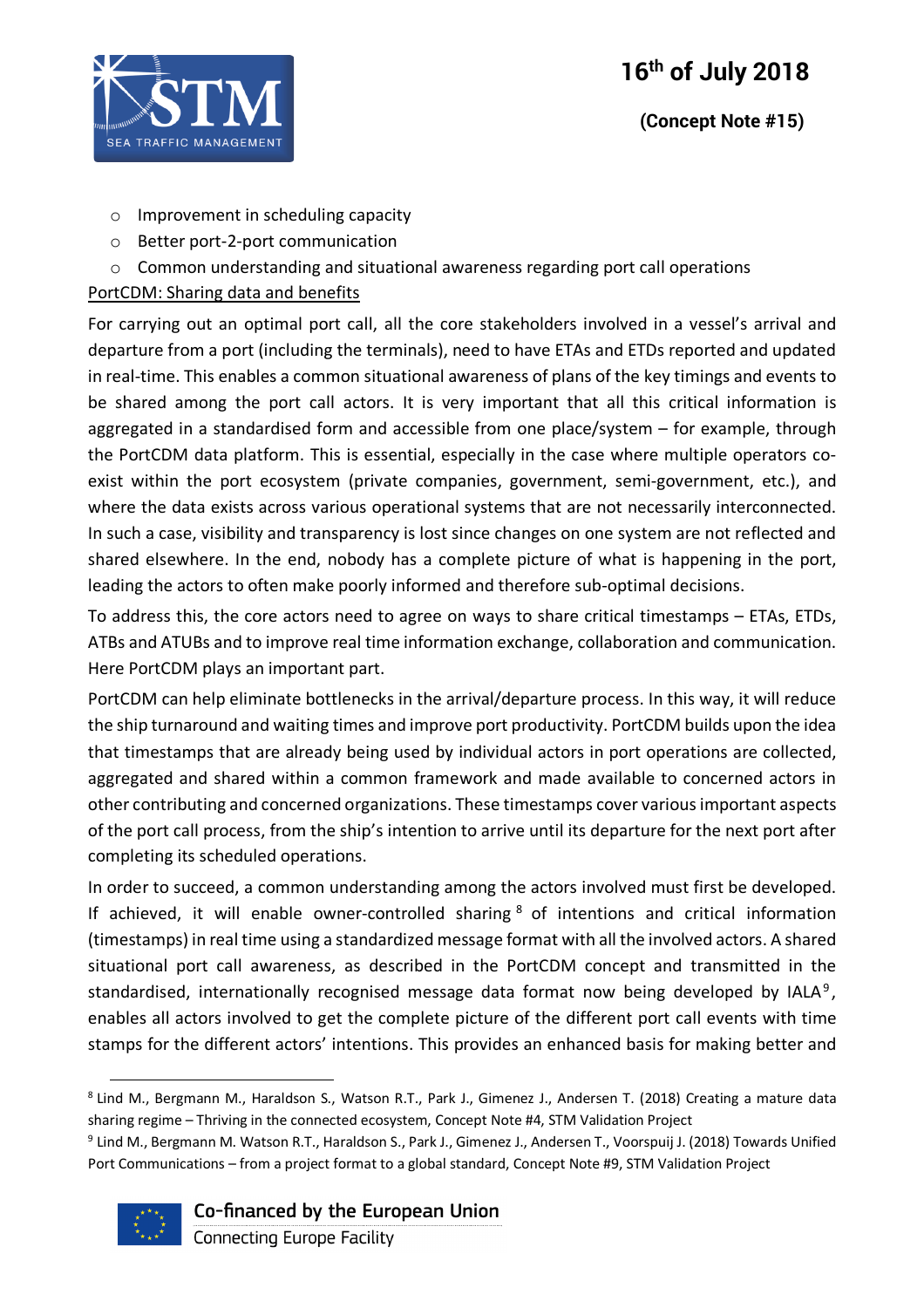- Improvement in scheduling capacity
- Better port-2-port communication
- Common understanding and situational awareness regarding port call operations

PortCDM: Sharing data and benefits

For carrying out an optimal port call, all the core stakeholders involved in a vessel's arrival and departure from a port (including the terminals), need to have ETAs and ETDs reported and updated in real-time. This enables a common situational awareness of plans of the key timings and events to be shared among the port call actors. It is very important that all this critical information is aggregated in a standardised form and accessible from one place/system – for example, through the PortCDM data platform. This is essential, especially in the case where multiple operators co-exist within the port ecosystem (private companies, government, semi-government, etc.), and where the data exists across various operational systems that are not necessarily interconnected. In such a case, visibility and transparency is lost since changes on one system are not reflected and shared elsewhere. In the end, nobody has a complete picture of what is happening in the port, leading the actors to often make poorly informed and therefore sub-optimal decisions.

To address this, the core actors need to agree on ways to share critical timestamps – ETAs, ETDs, ATBs and ATUBs and to improve real time information exchange, collaboration and communication. Here PortCDM plays an important part.

PortCDM can help eliminate bottlenecks in the arrival/departure process. In this way, it will reduce the ship turnaround and waiting times and improve port productivity. PortCDM builds upon the idea that timestamps that are already being used by individual actors in port operations are collected, aggregated and shared within a common framework and made available to concerned actors in other contributing and concerned organizations. These timestamps cover various important aspects of the port call process, from the ship's intention to arrive until its departure for the next port after completing its scheduled operations.

In order to succeed, a common understanding among the actors involved must first be developed. If achieved, it will enable owner-controlled sharing [8] of intentions and critical information (timestamps) in real time using a standardized message format with all the involved actors. A shared situational port call awareness, as described in the PortCDM concept and transmitted in the standardised, internationally recognised message data format now being developed by IALA [9], enables all actors involved to get the complete picture of the different port call events with time stamps for the different actors' intentions. This provides an enhanced basis for making better and

[8] Lind M., Bergmann M., Haraldson S., Watson R.T., Park J., Gimenez J., Andersen T. (2018) Creating a mature data sharing regime – Thriving in the connected ecosystem, Concept Note #4, STM Validation Project

[9] Lind M., Bergmann M. Watson R.T., Haraldson S., Park J., Gimenez J., Andersen T., Voorspuij J. (2018) Towards Unified Port Communications – from a project format to a global standard, Concept Note #9, STM Validation Project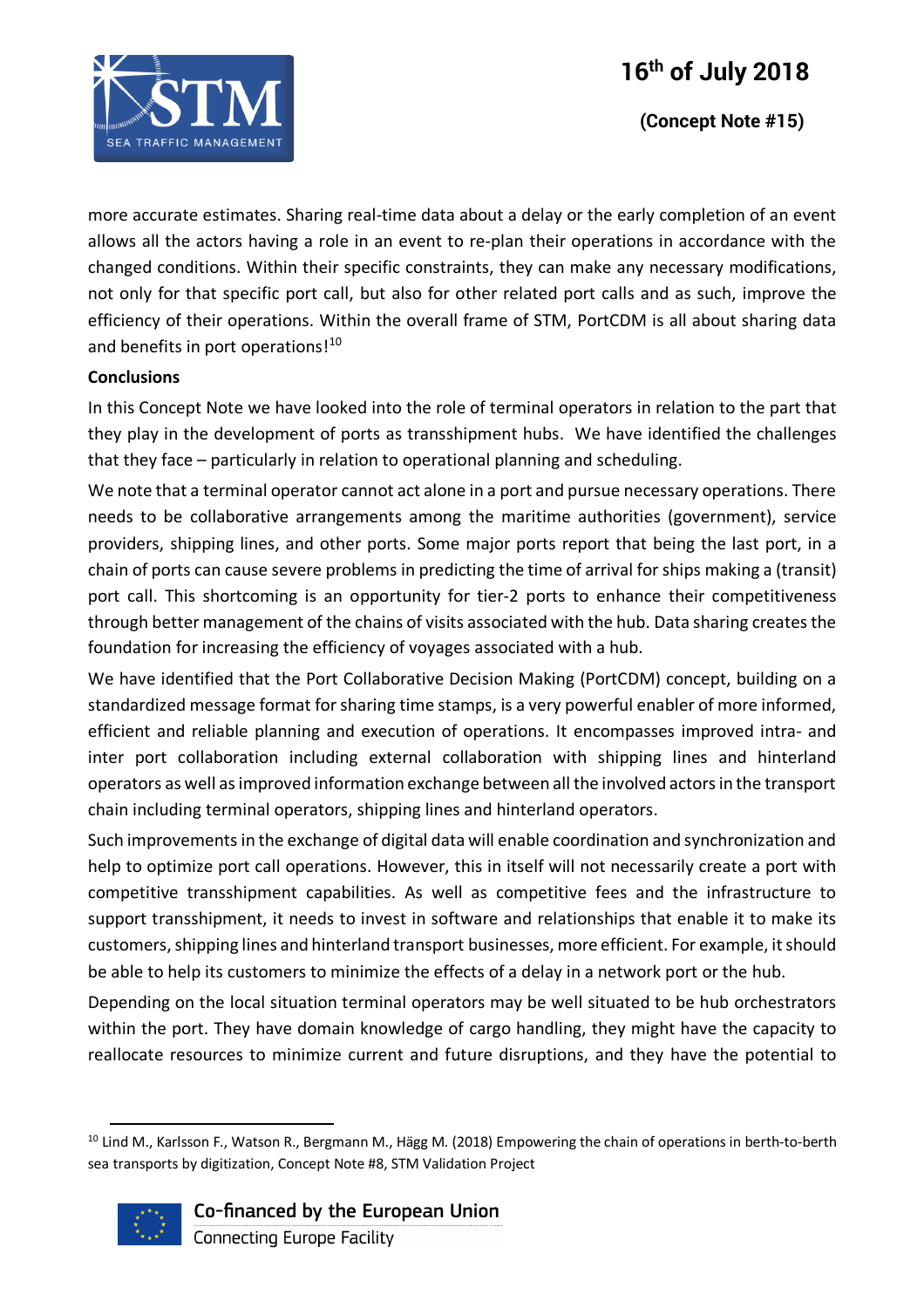more accurate estimates. Sharing real-time data about a delay or the early completion of an event allows all the actors having a role in an event to re-plan their operations in accordance with the changed conditions. Within their specific constraints, they can make any necessary modifications, not only for that specific port call, but also for other related port calls and as such, improve the efficiency of their operations. Within the overall frame of STM, PortCDM is all about sharing data and benefits in port operations![10]

**Conclusions**

In this Concept Note we have looked into the role of terminal operators in relation to the part that they play in the development of ports as transshipment hubs. We have identified the challenges that they face – particularly in relation to operational planning and scheduling.

We note that a terminal operator cannot act alone in a port and pursue necessary operations. There needs to be collaborative arrangements among the maritime authorities (government), service providers, shipping lines, and other ports. Some major ports report that being the last port, in a chain of ports can cause severe problems in predicting the time of arrival for ships making a (transit) port call. This shortcoming is an opportunity for tier-2 ports to enhance their competitiveness through better management of the chains of visits associated with the hub. Data sharing creates the foundation for increasing the efficiency of voyages associated with a hub.

We have identified that the Port Collaborative Decision Making (PortCDM) concept, building on a standardized message format for sharing time stamps, is a very powerful enabler of more informed, efficient and reliable planning and execution of operations. It encompasses improved intra- and inter port collaboration including external collaboration with shipping lines and hinterland operators as well as improved information exchange between all the involved actors in the transport chain including terminal operators, shipping lines and hinterland operators.

Such improvements in the exchange of digital data will enable coordination and synchronization and help to optimize port call operations. However, this in itself will not necessarily create a port with competitive transshipment capabilities. As well as competitive fees and the infrastructure to support transshipment, it needs to invest in software and relationships that enable it to make its customers, shipping lines and hinterland transport businesses, more efficient. For example, it should be able to help its customers to minimize the effects of a delay in a network port or the hub.

Depending on the local situation terminal operators may be well situated to be hub orchestrators within the port. They have domain knowledge of cargo handling, they might have the capacity to reallocate resources to minimize current and future disruptions, and they have the potential to

[10] Lind M., Karlsson F., Watson R., Bergmann M., Hägg M. (2018) Empowering the chain of operations in berth-to-berth sea transports by digitization, Concept Note #8, STM Validation Project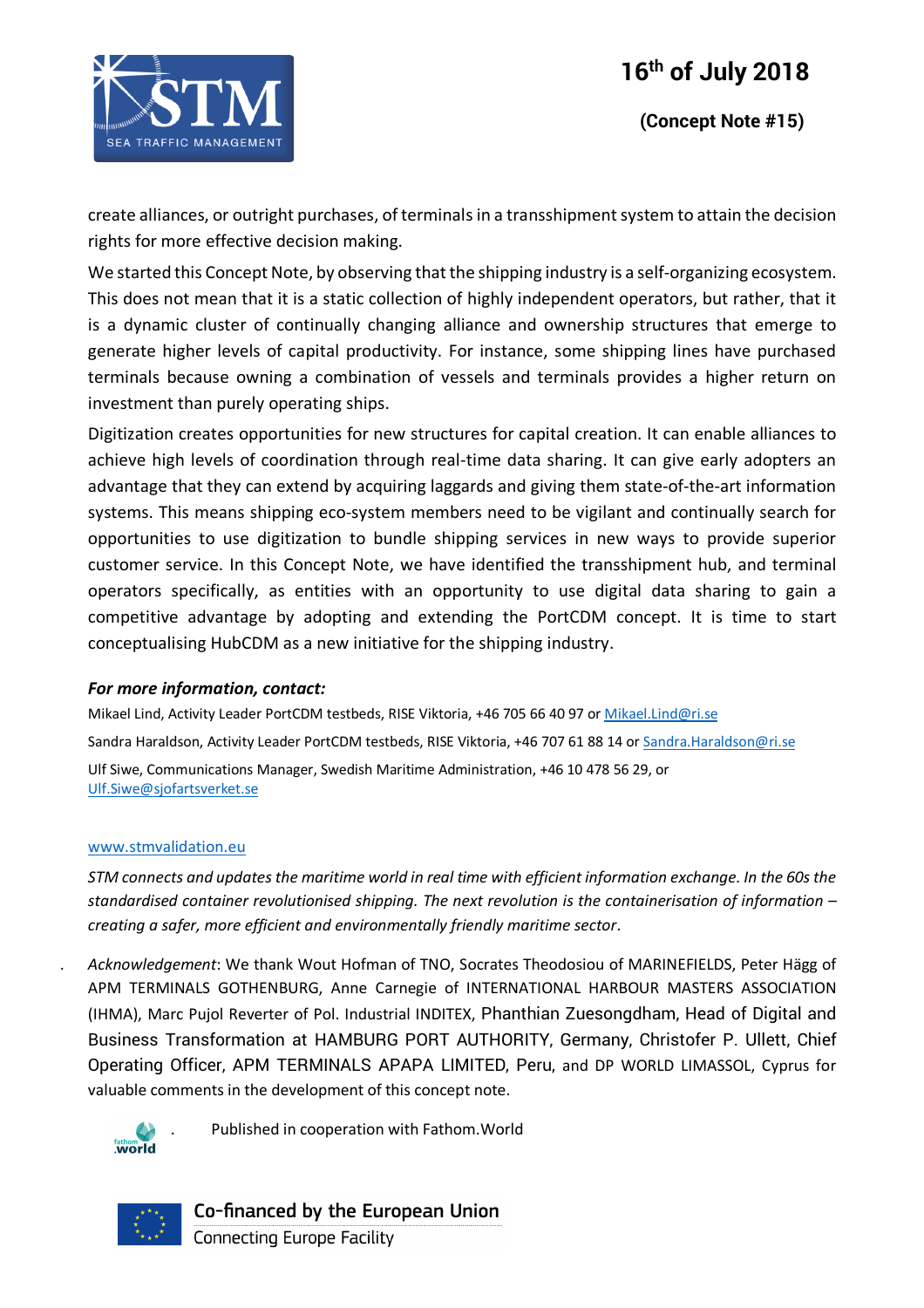create alliances, or outright purchases, of terminals in a transshipment system to attain the decision rights for more effective decision making.

We started this Concept Note, by observing that the shipping industry is a self-organizing ecosystem. This does not mean that it is a static collection of highly independent operators, but rather, that it is a dynamic cluster of continually changing alliance and ownership structures that emerge to generate higher levels of capital productivity. For instance, some shipping lines have purchased terminals because owning a combination of vessels and terminals provides a higher return on investment than purely operating ships.

Digitization creates opportunities for new structures for capital creation. It can enable alliances to achieve high levels of coordination through real-time data sharing. It can give early adopters an advantage that they can extend by acquiring laggards and giving them state-of-the-art information systems. This means shipping eco-system members need to be vigilant and continually search for opportunities to use digitization to bundle shipping services in new ways to provide superior customer service. In this Concept Note, we have identified the transshipment hub, and terminal operators specifically, as entities with an opportunity to use digital data sharing to gain a competitive advantage by adopting and extending the PortCDM concept. It is time to start conceptualising HubCDM as a new initiative for the shipping industry.

***For more information, contact:***

Mikael Lind, Activity Leader PortCDM testbeds, RISE Viktoria, +46 705 66 40 97 or Mikael.Lind@ri.se

Sandra Haraldson, Activity Leader PortCDM testbeds, RISE Viktoria, +46 707 61 88 14 or Sandra.Haraldson@ri.se

Ulf Siwe, Communications Manager, Swedish Maritime Administration, +46 10 478 56 29, or Ulf.Siwe@sjofartsverket.se

www.stmvalidation.eu

*STM connects and updates the maritime world in real time with efficient information exchange. In the 60s the standardised container revolutionised shipping. The next revolution is the containerisation of information – creating a safer, more efficient and environmentally friendly maritime sector*.

*Acknowledgement*: We thank Wout Hofman of TNO, Socrates Theodosiou of MARINEFIELDS, Peter Hägg of APM TERMINALS GOTHENBURG, Anne Carnegie of INTERNATIONAL HARBOUR MASTERS ASSOCIATION (IHMA), Marc Pujol Reverter of Pol. Industrial INDITEX, Phanthian Zuesongdham, Head of Digital and Business Transformation at HAMBURG PORT AUTHORITY, Germany, Christofer P. Ullett, Chief Operating Officer, APM TERMINALS APAPA LIMITED, Peru, and DP WORLD LIMASSOL, Cyprus for valuable comments in the development of this concept note.

Published in cooperation with Fathom.World

Co-financed by the European Union
Connecting Europe Facility